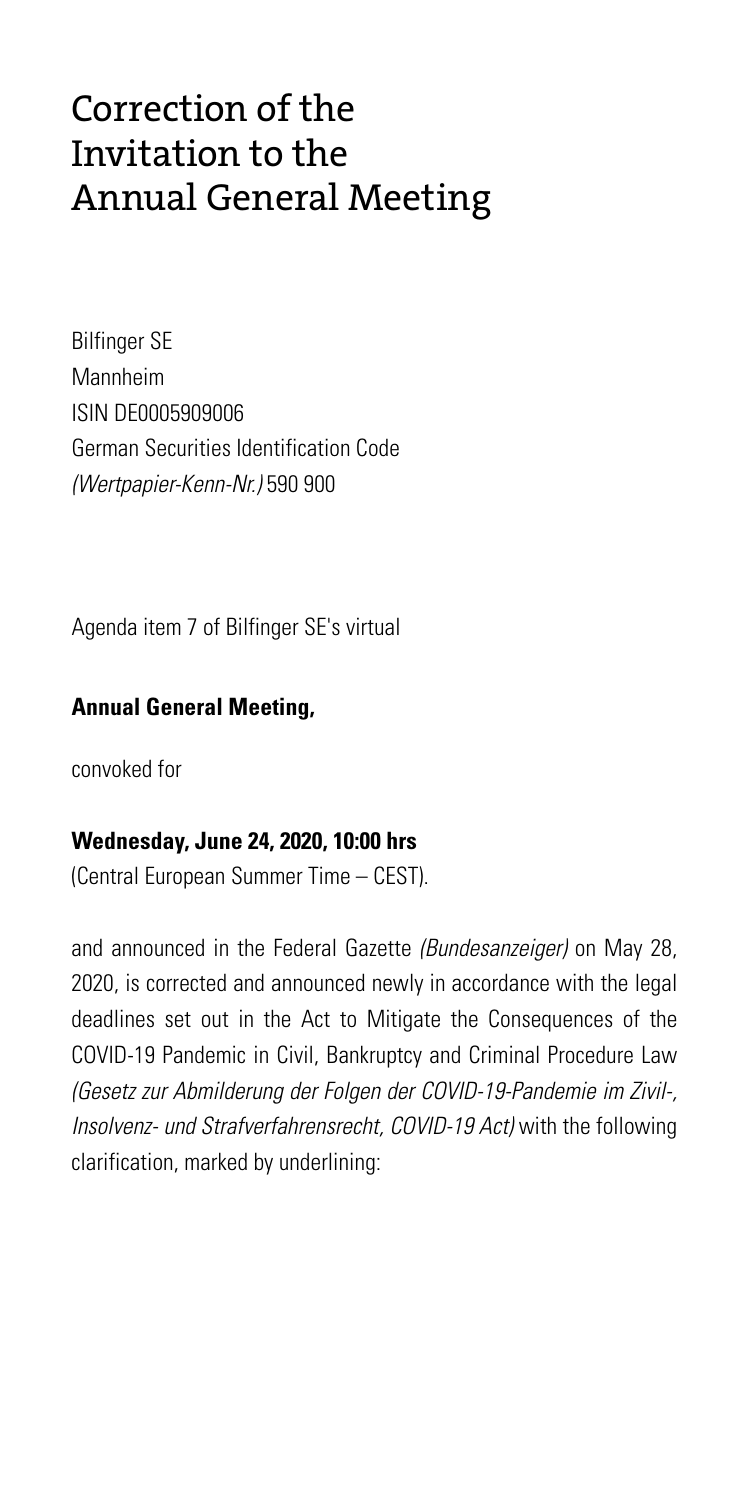# Correction of the Invitation to the Annual General Meeting

Bilfinger SE
Mannheim
ISIN DE0005909006
German Securities Identification Code *(Wertpapier-Kenn-Nr.)* 590 900

Agenda item 7 of Bilfinger SE's virtual

**Annual General Meeting,**

convoked for

**Wednesday, June 24, 2020, 10:00 hrs**
(Central European Summer Time – CEST).

and announced in the Federal Gazette *(Bundesanzeiger)* on May 28, 2020, is corrected and announced newly in accordance with the legal deadlines set out in the Act to Mitigate the Consequences of the COVID-19 Pandemic in Civil, Bankruptcy and Criminal Procedure Law *(Gesetz zur Abmilderung der Folgen der COVID-19-Pandemie im Zivil-, Insolvenz- und Strafverfahrensrecht, COVID-19 Act)* with the following clarification, marked by underlining: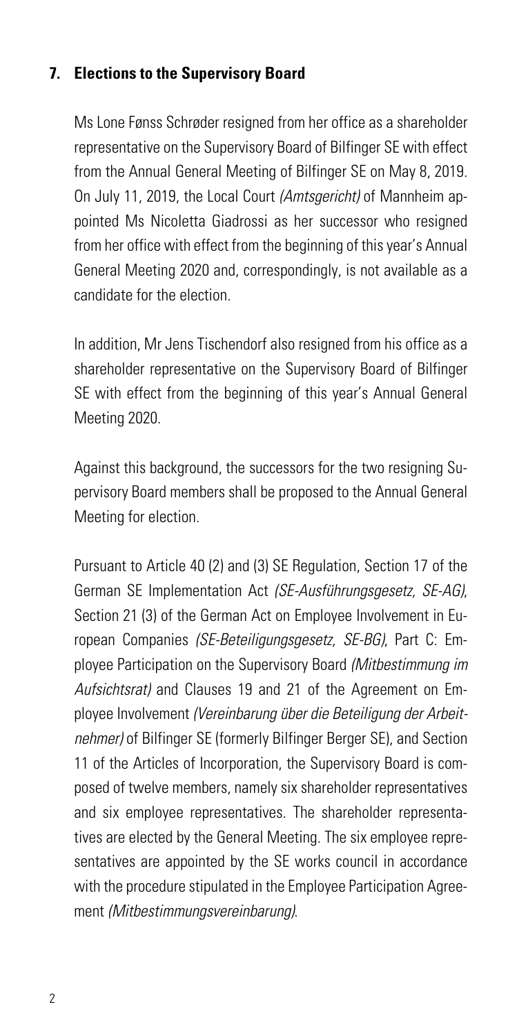## 7. Elections to the Supervisory Board

Ms Lone Fønss Schrøder resigned from her office as a shareholder representative on the Supervisory Board of Bilfinger SE with effect from the Annual General Meeting of Bilfinger SE on May 8, 2019. On July 11, 2019, the Local Court *(Amtsgericht)* of Mannheim appointed Ms Nicoletta Giadrossi as her successor who resigned from her office with effect from the beginning of this year's Annual General Meeting 2020 and, correspondingly, is not available as a candidate for the election.

In addition, Mr Jens Tischendorf also resigned from his office as a shareholder representative on the Supervisory Board of Bilfinger SE with effect from the beginning of this year's Annual General Meeting 2020.

Against this background, the successors for the two resigning Supervisory Board members shall be proposed to the Annual General Meeting for election.

Pursuant to Article 40 (2) and (3) SE Regulation, Section 17 of the German SE Implementation Act *(SE-Ausführungsgesetz, SE-AG)*, Section 21 (3) of the German Act on Employee Involvement in European Companies *(SE-Beteiligungsgesetz, SE-BG)*, Part C: Employee Participation on the Supervisory Board *(Mitbestimmung im Aufsichtsrat)* and Clauses 19 and 21 of the Agreement on Employee Involvement *(Vereinbarung über die Beteiligung der Arbeitnehmer)* of Bilfinger SE (formerly Bilfinger Berger SE), and Section 11 of the Articles of Incorporation, the Supervisory Board is composed of twelve members, namely six shareholder representatives and six employee representatives. The shareholder representatives are elected by the General Meeting. The six employee representatives are appointed by the SE works council in accordance with the procedure stipulated in the Employee Participation Agreement *(Mitbestimmungsvereinbarung)*.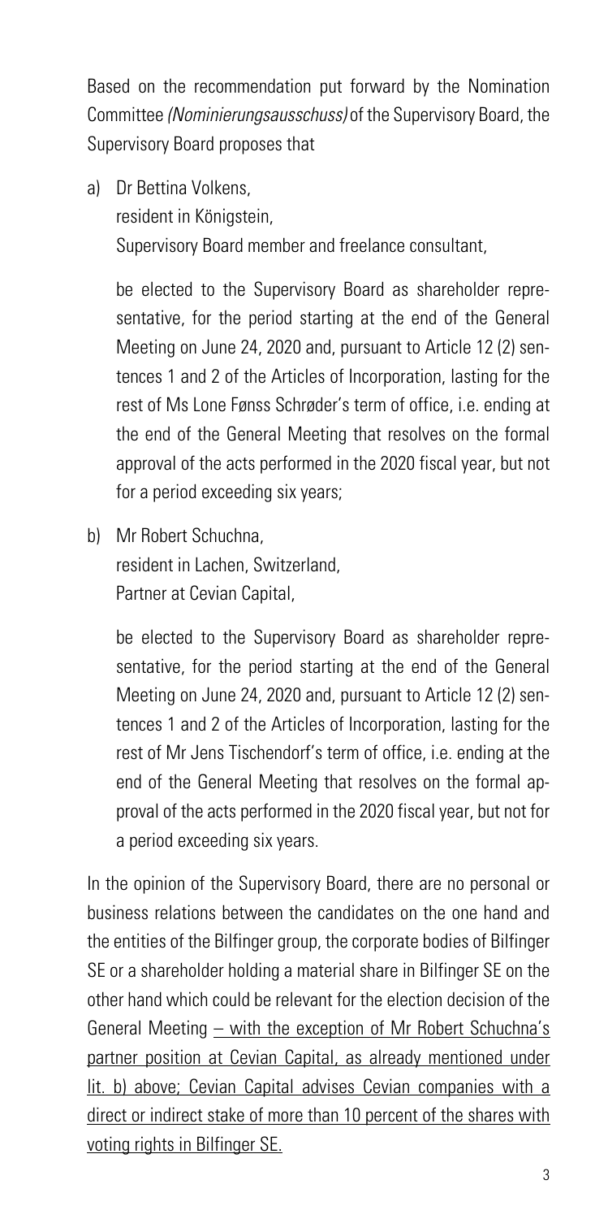Based on the recommendation put forward by the Nomination Committee *(Nominierungsausschuss)* of the Supervisory Board, the Supervisory Board proposes that

a) Dr Bettina Volkens,
   resident in Königstein,
   Supervisory Board member and freelance consultant,

   be elected to the Supervisory Board as shareholder representative, for the period starting at the end of the General Meeting on June 24, 2020 and, pursuant to Article 12 (2) sentences 1 and 2 of the Articles of Incorporation, lasting for the rest of Ms Lone Fønss Schrøder's term of office, i.e. ending at the end of the General Meeting that resolves on the formal approval of the acts performed in the 2020 fiscal year, but not for a period exceeding six years;

b) Mr Robert Schuchna,
   resident in Lachen, Switzerland,
   Partner at Cevian Capital,

   be elected to the Supervisory Board as shareholder representative, for the period starting at the end of the General Meeting on June 24, 2020 and, pursuant to Article 12 (2) sentences 1 and 2 of the Articles of Incorporation, lasting for the rest of Mr Jens Tischendorf's term of office, i.e. ending at the end of the General Meeting that resolves on the formal approval of the acts performed in the 2020 fiscal year, but not for a period exceeding six years.

In the opinion of the Supervisory Board, there are no personal or business relations between the candidates on the one hand and the entities of the Bilfinger group, the corporate bodies of Bilfinger SE or a shareholder holding a material share in Bilfinger SE on the other hand which could be relevant for the election decision of the General Meeting – with the exception of Mr Robert Schuchna's partner position at Cevian Capital, as already mentioned under lit. b) above; Cevian Capital advises Cevian companies with a direct or indirect stake of more than 10 percent of the shares with voting rights in Bilfinger SE.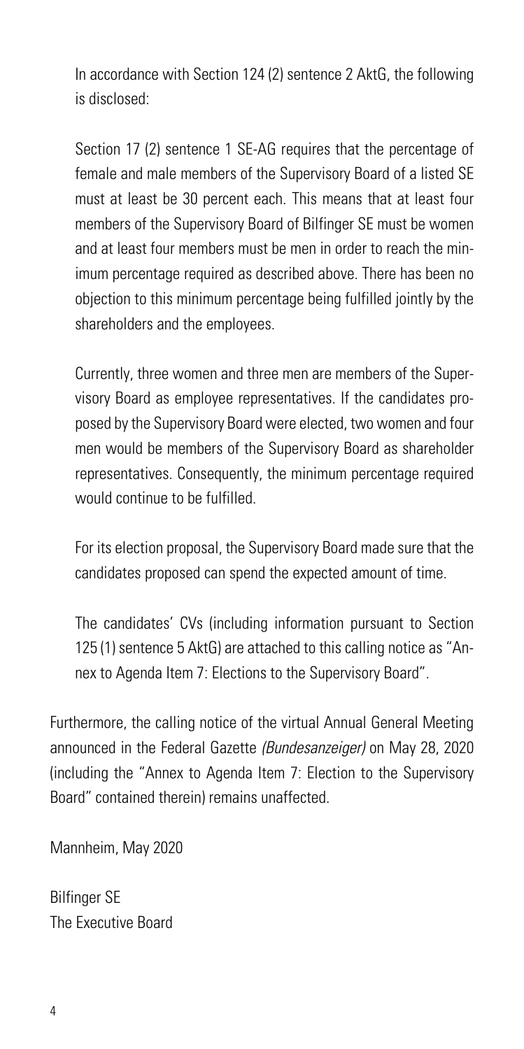In accordance with Section 124 (2) sentence 2 AktG, the following is disclosed:

Section 17 (2) sentence 1 SE-AG requires that the percentage of female and male members of the Supervisory Board of a listed SE must at least be 30 percent each. This means that at least four members of the Supervisory Board of Bilfinger SE must be women and at least four members must be men in order to reach the minimum percentage required as described above. There has been no objection to this minimum percentage being fulfilled jointly by the shareholders and the employees.

Currently, three women and three men are members of the Supervisory Board as employee representatives. If the candidates proposed by the Supervisory Board were elected, two women and four men would be members of the Supervisory Board as shareholder representatives. Consequently, the minimum percentage required would continue to be fulfilled.

For its election proposal, the Supervisory Board made sure that the candidates proposed can spend the expected amount of time.

The candidates' CVs (including information pursuant to Section 125 (1) sentence 5 AktG) are attached to this calling notice as "Annex to Agenda Item 7: Elections to the Supervisory Board".

Furthermore, the calling notice of the virtual Annual General Meeting announced in the Federal Gazette *(Bundesanzeiger)* on May 28, 2020 (including the "Annex to Agenda Item 7: Election to the Supervisory Board" contained therein) remains unaffected.

Mannheim, May 2020

Bilfinger SE
The Executive Board